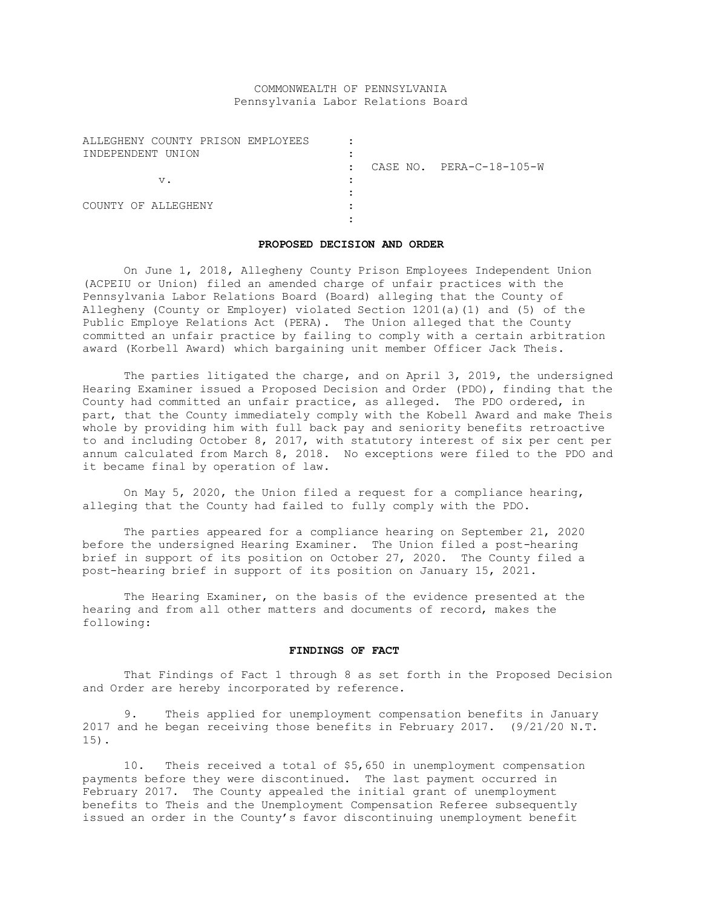COMMONWEALTH OF PENNSYLVANIA
Pennsylvania Labor Relations Board

| | | |
|---|---|---|
| ALLEGHENY COUNTY PRISON EMPLOYEES INDEPENDENT UNION | : | |
| | : | CASE NO. PERA-C-18-105-W |
| v. | : | |
| | : | |
| COUNTY OF ALLEGHENY | : | |
| | : | |

**PROPOSED DECISION AND ORDER**

On June 1, 2018, Allegheny County Prison Employees Independent Union (ACPEIU or Union) filed an amended charge of unfair practices with the Pennsylvania Labor Relations Board (Board) alleging that the County of Allegheny (County or Employer) violated Section 1201(a)(1) and (5) of the Public Employe Relations Act (PERA). The Union alleged that the County committed an unfair practice by failing to comply with a certain arbitration award (Korbell Award) which bargaining unit member Officer Jack Theis.

The parties litigated the charge, and on April 3, 2019, the undersigned Hearing Examiner issued a Proposed Decision and Order (PDO), finding that the County had committed an unfair practice, as alleged. The PDO ordered, in part, that the County immediately comply with the Kobell Award and make Theis whole by providing him with full back pay and seniority benefits retroactive to and including October 8, 2017, with statutory interest of six per cent per annum calculated from March 8, 2018. No exceptions were filed to the PDO and it became final by operation of law.

On May 5, 2020, the Union filed a request for a compliance hearing, alleging that the County had failed to fully comply with the PDO.

The parties appeared for a compliance hearing on September 21, 2020 before the undersigned Hearing Examiner. The Union filed a post-hearing brief in support of its position on October 27, 2020. The County filed a post-hearing brief in support of its position on January 15, 2021.

The Hearing Examiner, on the basis of the evidence presented at the hearing and from all other matters and documents of record, makes the following:

**FINDINGS OF FACT**

That Findings of Fact 1 through 8 as set forth in the Proposed Decision and Order are hereby incorporated by reference.

9. Theis applied for unemployment compensation benefits in January 2017 and he began receiving those benefits in February 2017. (9/21/20 N.T. 15).

10. Theis received a total of $5,650 in unemployment compensation payments before they were discontinued. The last payment occurred in February 2017. The County appealed the initial grant of unemployment benefits to Theis and the Unemployment Compensation Referee subsequently issued an order in the County's favor discontinuing unemployment benefit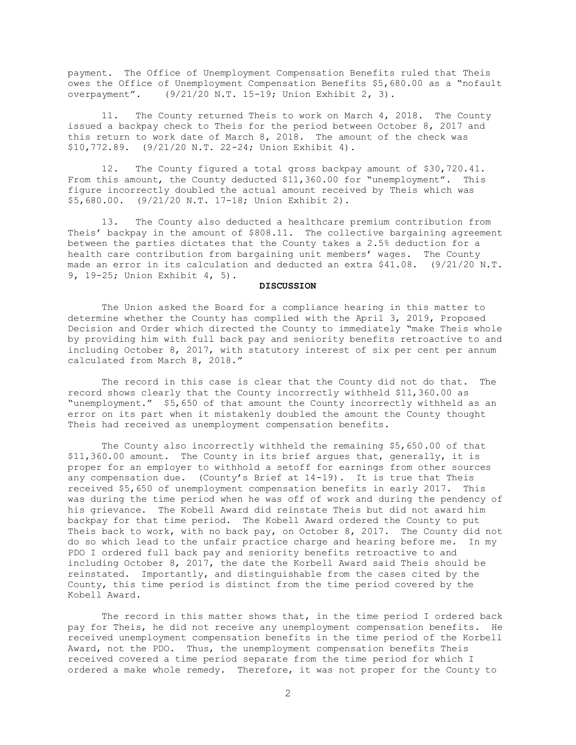payment. The Office of Unemployment Compensation Benefits ruled that Theis owes the Office of Unemployment Compensation Benefits $5,680.00 as a "nofault overpayment". (9/21/20 N.T. 15-19; Union Exhibit 2, 3).

11. The County returned Theis to work on March 4, 2018. The County issued a backpay check to Theis for the period between October 8, 2017 and this return to work date of March 8, 2018. The amount of the check was $10,772.89. (9/21/20 N.T. 22-24; Union Exhibit 4).

12. The County figured a total gross backpay amount of $30,720.41. From this amount, the County deducted $11,360.00 for "unemployment". This figure incorrectly doubled the actual amount received by Theis which was $5,680.00. (9/21/20 N.T. 17-18; Union Exhibit 2).

13. The County also deducted a healthcare premium contribution from Theis' backpay in the amount of $808.11. The collective bargaining agreement between the parties dictates that the County takes a 2.5% deduction for a health care contribution from bargaining unit members' wages. The County made an error in its calculation and deducted an extra $41.08. (9/21/20 N.T. 9, 19-25; Union Exhibit 4, 5).

## DISCUSSION

The Union asked the Board for a compliance hearing in this matter to determine whether the County has complied with the April 3, 2019, Proposed Decision and Order which directed the County to immediately "make Theis whole by providing him with full back pay and seniority benefits retroactive to and including October 8, 2017, with statutory interest of six per cent per annum calculated from March 8, 2018."

The record in this case is clear that the County did not do that. The record shows clearly that the County incorrectly withheld $11,360.00 as "unemployment." $5,650 of that amount the County incorrectly withheld as an error on its part when it mistakenly doubled the amount the County thought Theis had received as unemployment compensation benefits.

The County also incorrectly withheld the remaining $5,650.00 of that $11,360.00 amount. The County in its brief argues that, generally, it is proper for an employer to withhold a setoff for earnings from other sources any compensation due. (County's Brief at 14-19). It is true that Theis received $5,650 of unemployment compensation benefits in early 2017. This was during the time period when he was off of work and during the pendency of his grievance. The Kobell Award did reinstate Theis but did not award him backpay for that time period. The Kobell Award ordered the County to put Theis back to work, with no back pay, on October 8, 2017. The County did not do so which lead to the unfair practice charge and hearing before me. In my PDO I ordered full back pay and seniority benefits retroactive to and including October 8, 2017, the date the Korbell Award said Theis should be reinstated. Importantly, and distinguishable from the cases cited by the County, this time period is distinct from the time period covered by the Kobell Award.

The record in this matter shows that, in the time period I ordered back pay for Theis, he did not receive any unemployment compensation benefits. He received unemployment compensation benefits in the time period of the Korbell Award, not the PDO. Thus, the unemployment compensation benefits Theis received covered a time period separate from the time period for which I ordered a make whole remedy. Therefore, it was not proper for the County to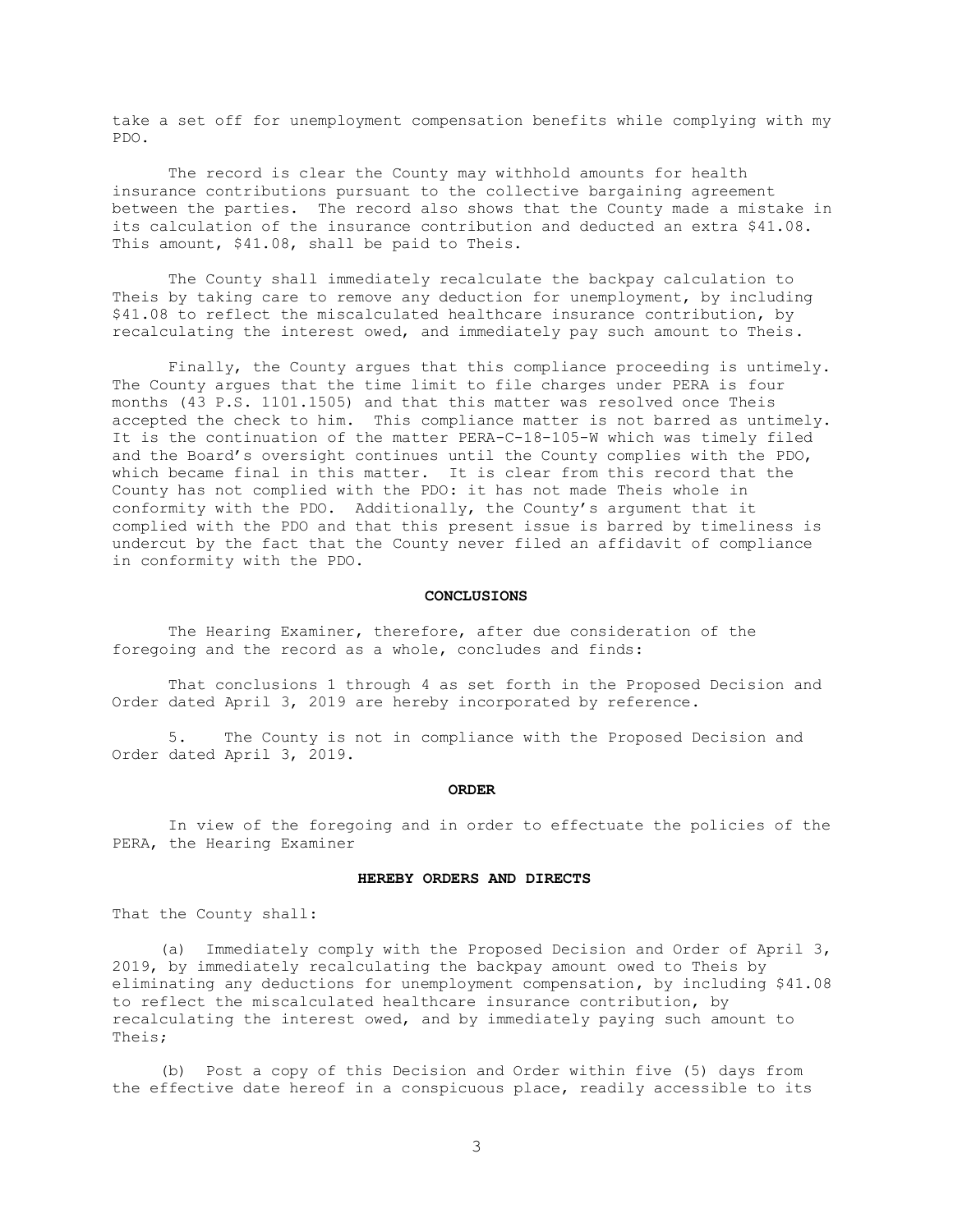take a set off for unemployment compensation benefits while complying with my PDO.

The record is clear the County may withhold amounts for health insurance contributions pursuant to the collective bargaining agreement between the parties. The record also shows that the County made a mistake in its calculation of the insurance contribution and deducted an extra $41.08. This amount, $41.08, shall be paid to Theis.

The County shall immediately recalculate the backpay calculation to Theis by taking care to remove any deduction for unemployment, by including $41.08 to reflect the miscalculated healthcare insurance contribution, by recalculating the interest owed, and immediately pay such amount to Theis.

Finally, the County argues that this compliance proceeding is untimely. The County argues that the time limit to file charges under PERA is four months (43 P.S. 1101.1505) and that this matter was resolved once Theis accepted the check to him. This compliance matter is not barred as untimely. It is the continuation of the matter PERA-C-18-105-W which was timely filed and the Board's oversight continues until the County complies with the PDO, which became final in this matter. It is clear from this record that the County has not complied with the PDO: it has not made Theis whole in conformity with the PDO. Additionally, the County's argument that it complied with the PDO and that this present issue is barred by timeliness is undercut by the fact that the County never filed an affidavit of compliance in conformity with the PDO.

## CONCLUSIONS

The Hearing Examiner, therefore, after due consideration of the foregoing and the record as a whole, concludes and finds:

That conclusions 1 through 4 as set forth in the Proposed Decision and Order dated April 3, 2019 are hereby incorporated by reference.

5. The County is not in compliance with the Proposed Decision and Order dated April 3, 2019.

## ORDER

In view of the foregoing and in order to effectuate the policies of the PERA, the Hearing Examiner

**HEREBY ORDERS AND DIRECTS**

That the County shall:

(a) Immediately comply with the Proposed Decision and Order of April 3, 2019, by immediately recalculating the backpay amount owed to Theis by eliminating any deductions for unemployment compensation, by including $41.08 to reflect the miscalculated healthcare insurance contribution, by recalculating the interest owed, and by immediately paying such amount to Theis;

(b) Post a copy of this Decision and Order within five (5) days from the effective date hereof in a conspicuous place, readily accessible to its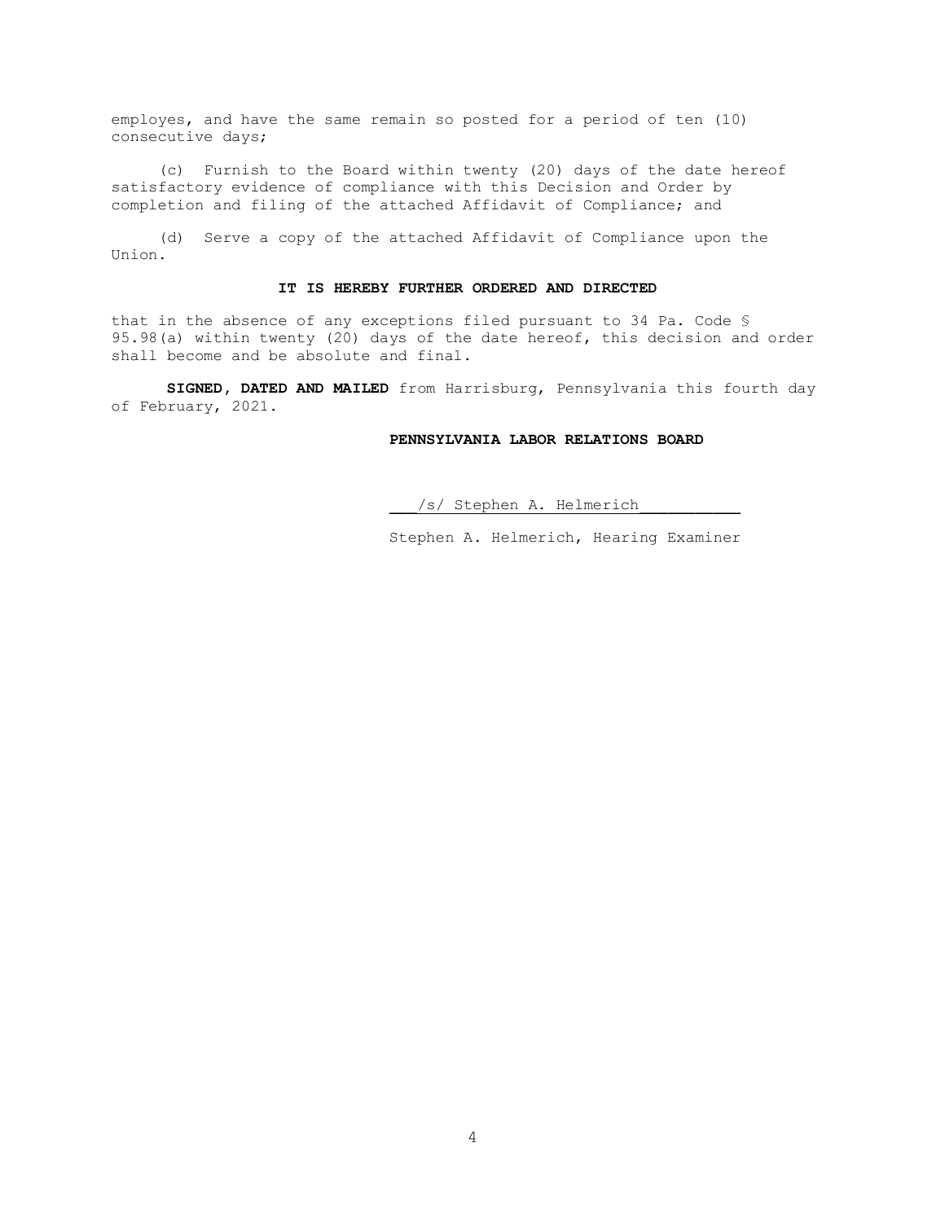employes, and have the same remain so posted for a period of ten (10) consecutive days;

(c) Furnish to the Board within twenty (20) days of the date hereof satisfactory evidence of compliance with this Decision and Order by completion and filing of the attached Affidavit of Compliance; and

(d) Serve a copy of the attached Affidavit of Compliance upon the Union.

**IT IS HEREBY FURTHER ORDERED AND DIRECTED**

that in the absence of any exceptions filed pursuant to 34 Pa. Code § 95.98(a) within twenty (20) days of the date hereof, this decision and order shall become and be absolute and final.

**SIGNED, DATED AND MAILED** from Harrisburg, Pennsylvania this fourth day of February, 2021.

**PENNSYLVANIA LABOR RELATIONS BOARD**

/s/ Stephen A. Helmerich

Stephen A. Helmerich, Hearing Examiner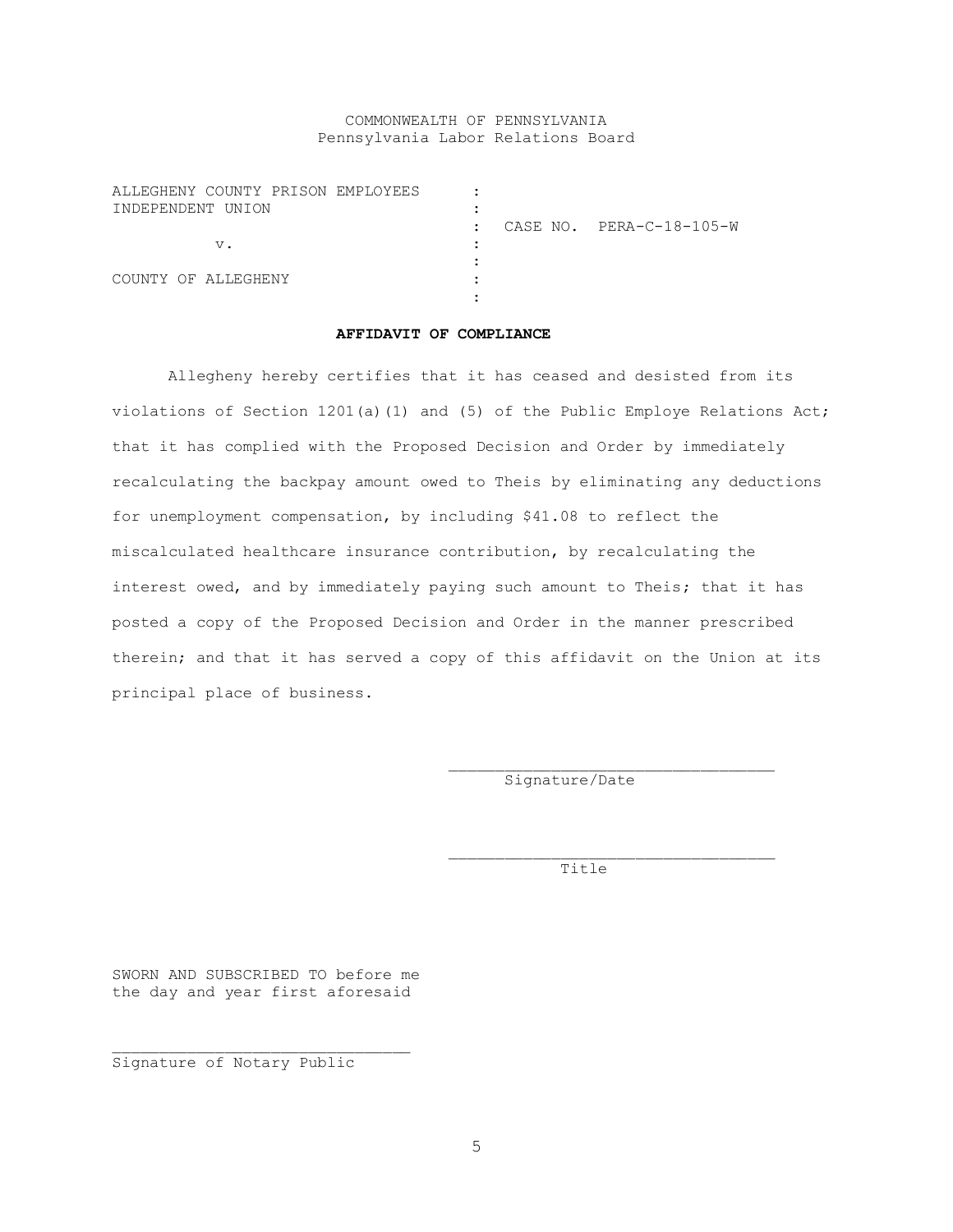COMMONWEALTH OF PENNSYLVANIA
Pennsylvania Labor Relations Board

| | | |
|---|---|---|
| ALLEGHENY COUNTY PRISON EMPLOYEES INDEPENDENT UNION | : | |
| | : | CASE NO. PERA-C-18-105-W |
| v. | : | |
| | : | |
| COUNTY OF ALLEGHENY | : | |

**AFFIDAVIT OF COMPLIANCE**

Allegheny hereby certifies that it has ceased and desisted from its violations of Section 1201(a)(1) and (5) of the Public Employe Relations Act; that it has complied with the Proposed Decision and Order by immediately recalculating the backpay amount owed to Theis by eliminating any deductions for unemployment compensation, by including $41.08 to reflect the miscalculated healthcare insurance contribution, by recalculating the interest owed, and by immediately paying such amount to Theis; that it has posted a copy of the Proposed Decision and Order in the manner prescribed therein; and that it has served a copy of this affidavit on the Union at its principal place of business.

_________________________________
Signature/Date

_________________________________
Title

SWORN AND SUBSCRIBED TO before me
the day and year first aforesaid

_______________________________
Signature of Notary Public